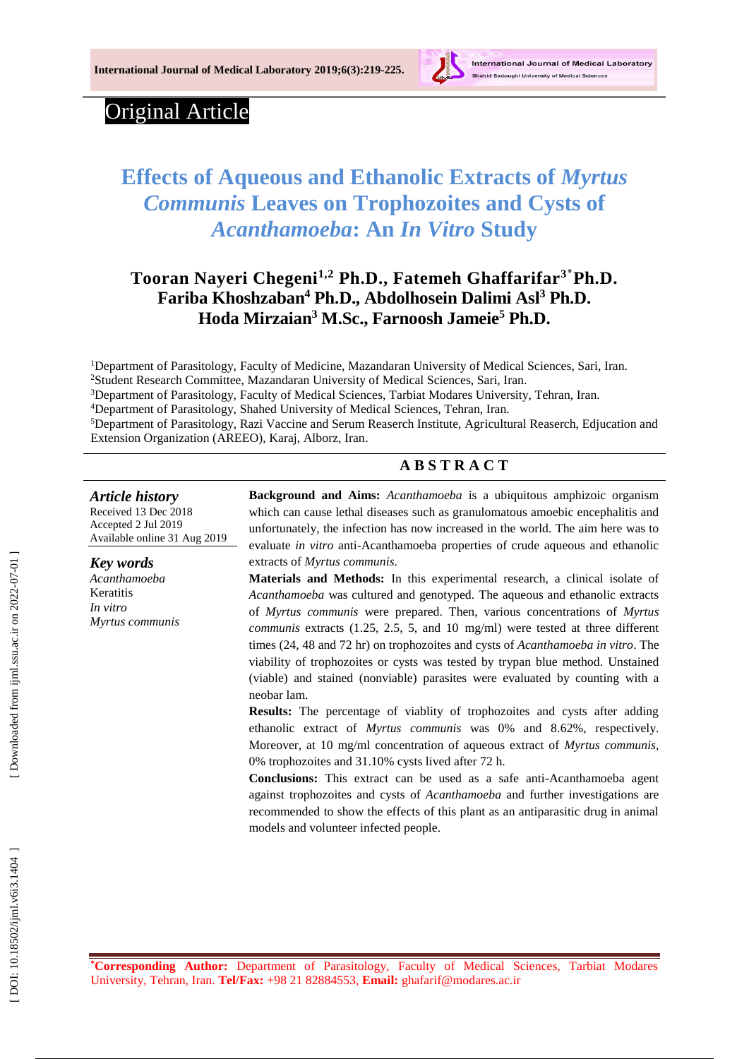Original Article

# Effects of Aqueous and Ethanolic Extracts of *Myrtus Communis* Leaves on Trophozoites and Cysts of *Acanthamoeba*: An *In Vitro* Study

**Tooran Nayeri Chegeni[1,2] Ph.D., Fatemeh Ghaffarifar[3*] Ph.D. Fariba Khoshzaban[4] Ph.D., Abdolhosein Dalimi Asl[3] Ph.D. Hoda Mirzaian[3] M.Sc., Farnoosh Jameie[5] Ph.D.**

[1]Department of Parasitology, Faculty of Medicine, Mazandaran University of Medical Sciences, Sari, Iran.
[2]Student Research Committee, Mazandaran University of Medical Sciences, Sari, Iran.
[3]Department of Parasitology, Faculty of Medical Sciences, Tarbiat Modares University, Tehran, Iran.
[4]Department of Parasitology, Shahed University of Medical Sciences, Tehran, Iran.
[5]Department of Parasitology, Razi Vaccine and Serum Reaserch Institute, Agricultural Reaserch, Edjucation and Extension Organization (AREEO), Karaj, Alborz, Iran.

## ABSTRACT

***Article history***
Received 13 Dec 2018
Accepted 2 Jul 2019
Available online 31 Aug 2019

***Key words***
*Acanthamoeba*
Keratitis
*In vitro*
*Myrtus communis*

**Background and Aims:** *Acanthamoeba* is a ubiquitous amphizoic organism which can cause lethal diseases such as granulomatous amoebic encephalitis and unfortunately, the infection has now increased in the world. The aim here was to evaluate *in vitro* anti-Acanthamoeba properties of crude aqueous and ethanolic extracts of *Myrtus communis*.

**Materials and Methods:** In this experimental research, a clinical isolate of *Acanthamoeba* was cultured and genotyped. The aqueous and ethanolic extracts of *Myrtus communis* were prepared. Then, various concentrations of *Myrtus communis* extracts (1.25, 2.5, 5, and 10 mg/ml) were tested at three different times (24, 48 and 72 hr) on trophozoites and cysts of *Acanthamoeba in vitro*. The viability of trophozoites or cysts was tested by trypan blue method. Unstained (viable) and stained (nonviable) parasites were evaluated by counting with a neobar lam.

**Results:** The percentage of viablity of trophozoites and cysts after adding ethanolic extract of *Myrtus communis* was 0% and 8.62%, respectively. Moreover, at 10 mg/ml concentration of aqueous extract of *Myrtus communis*, 0% trophozoites and 31.10% cysts lived after 72 h.

**Conclusions:** This extract can be used as a safe anti-Acanthamoeba agent against trophozoites and cysts of *Acanthamoeba* and further investigations are recommended to show the effects of this plant as an antiparasitic drug in animal models and volunteer infected people.

*Corresponding Author: Department of Parasitology, Faculty of Medical Sciences, Tarbiat Modares University, Tehran, Iran. **Tel/Fax:** +98 21 82884553, **Email:** ghafarif@modares.ac.ir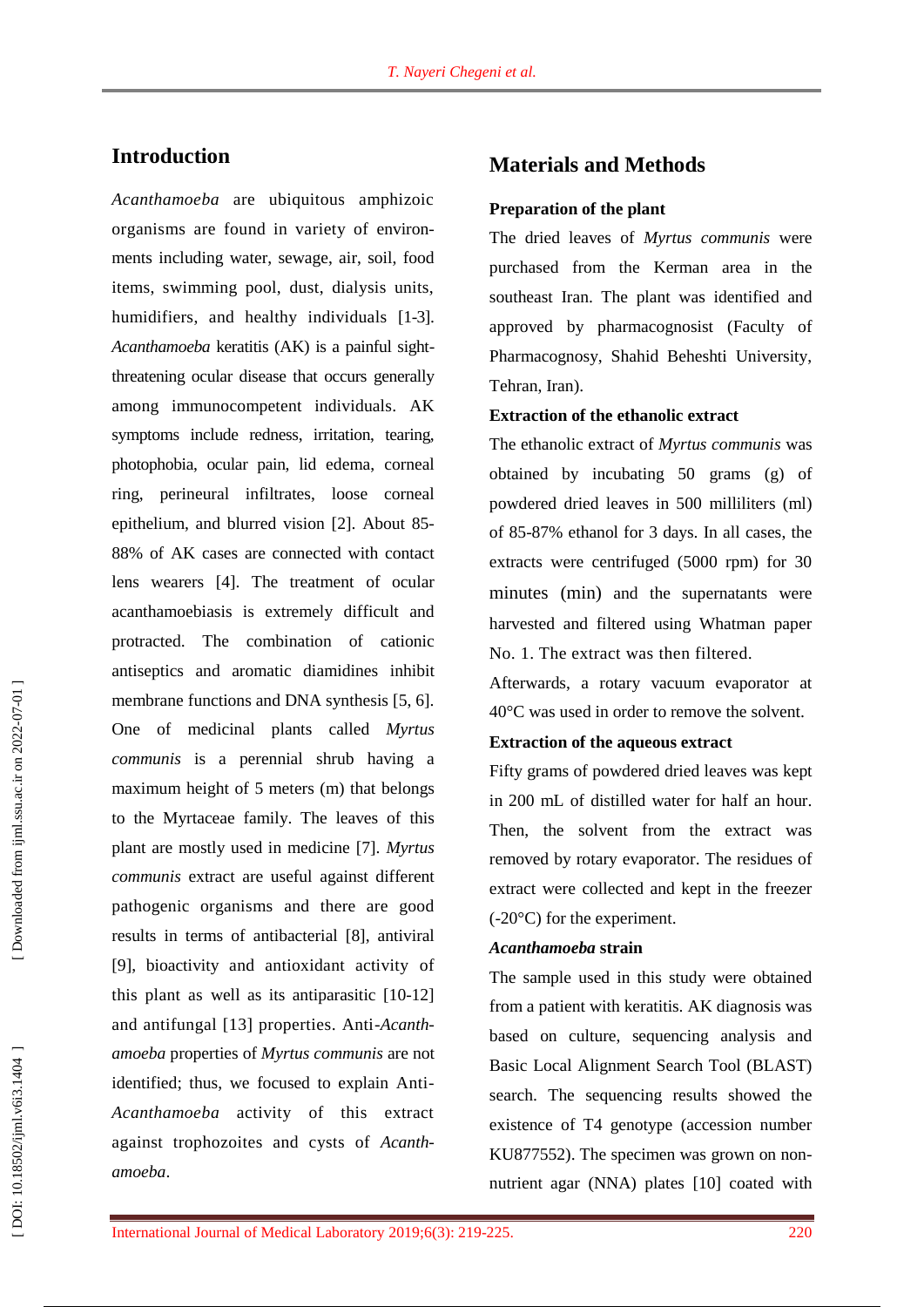## Introduction

*Acanthamoeba* are ubiquitous amphizoic organisms are found in variety of environments including water, sewage, air, soil, food items, swimming pool, dust, dialysis units, humidifiers, and healthy individuals [1-3]. *Acanthamoeba* keratitis (AK) is a painful sight-threatening ocular disease that occurs generally among immunocompetent individuals. AK symptoms include redness, irritation, tearing, photophobia, ocular pain, lid edema, corneal ring, perineural infiltrates, loose corneal epithelium, and blurred vision [2]. About 85-88% of AK cases are connected with contact lens wearers [4]. The treatment of ocular acanthamoebiasis is extremely difficult and protracted. The combination of cationic antiseptics and aromatic diamidines inhibit membrane functions and DNA synthesis [5, 6]. One of medicinal plants called *Myrtus communis* is a perennial shrub having a maximum height of 5 meters (m) that belongs to the Myrtaceae family. The leaves of this plant are mostly used in medicine [7]. *Myrtus communis* extract are useful against different pathogenic organisms and there are good results in terms of antibacterial [8], antiviral [9], bioactivity and antioxidant activity of this plant as well as its antiparasitic [10-12] and antifungal [13] properties. Anti-*Acanthamoeba* properties of *Myrtus communis* are not identified; thus, we focused to explain Anti-*Acanthamoeba* activity of this extract against trophozoites and cysts of *Acanthamoeba*.

## Materials and Methods

### Preparation of the plant

The dried leaves of *Myrtus communis* were purchased from the Kerman area in the southeast Iran. The plant was identified and approved by pharmacognosist (Faculty of Pharmacognosy, Shahid Beheshti University, Tehran, Iran).

### Extraction of the ethanolic extract

The ethanolic extract of *Myrtus communis* was obtained by incubating 50 grams (g) of powdered dried leaves in 500 milliliters (ml) of 85-87% ethanol for 3 days. In all cases, the extracts were centrifuged (5000 rpm) for 30 minutes (min) and the supernatants were harvested and filtered using Whatman paper No. 1. The extract was then filtered.

Afterwards, a rotary vacuum evaporator at 40°C was used in order to remove the solvent.

### Extraction of the aqueous extract

Fifty grams of powdered dried leaves was kept in 200 mL of distilled water for half an hour. Then, the solvent from the extract was removed by rotary evaporator. The residues of extract were collected and kept in the freezer (-20°C) for the experiment.

### *Acanthamoeba* strain

The sample used in this study were obtained from a patient with keratitis. AK diagnosis was based on culture, sequencing analysis and Basic Local Alignment Search Tool (BLAST) search. The sequencing results showed the existence of T4 genotype (accession number KU877552). The specimen was grown on non-nutrient agar (NNA) plates [10] coated with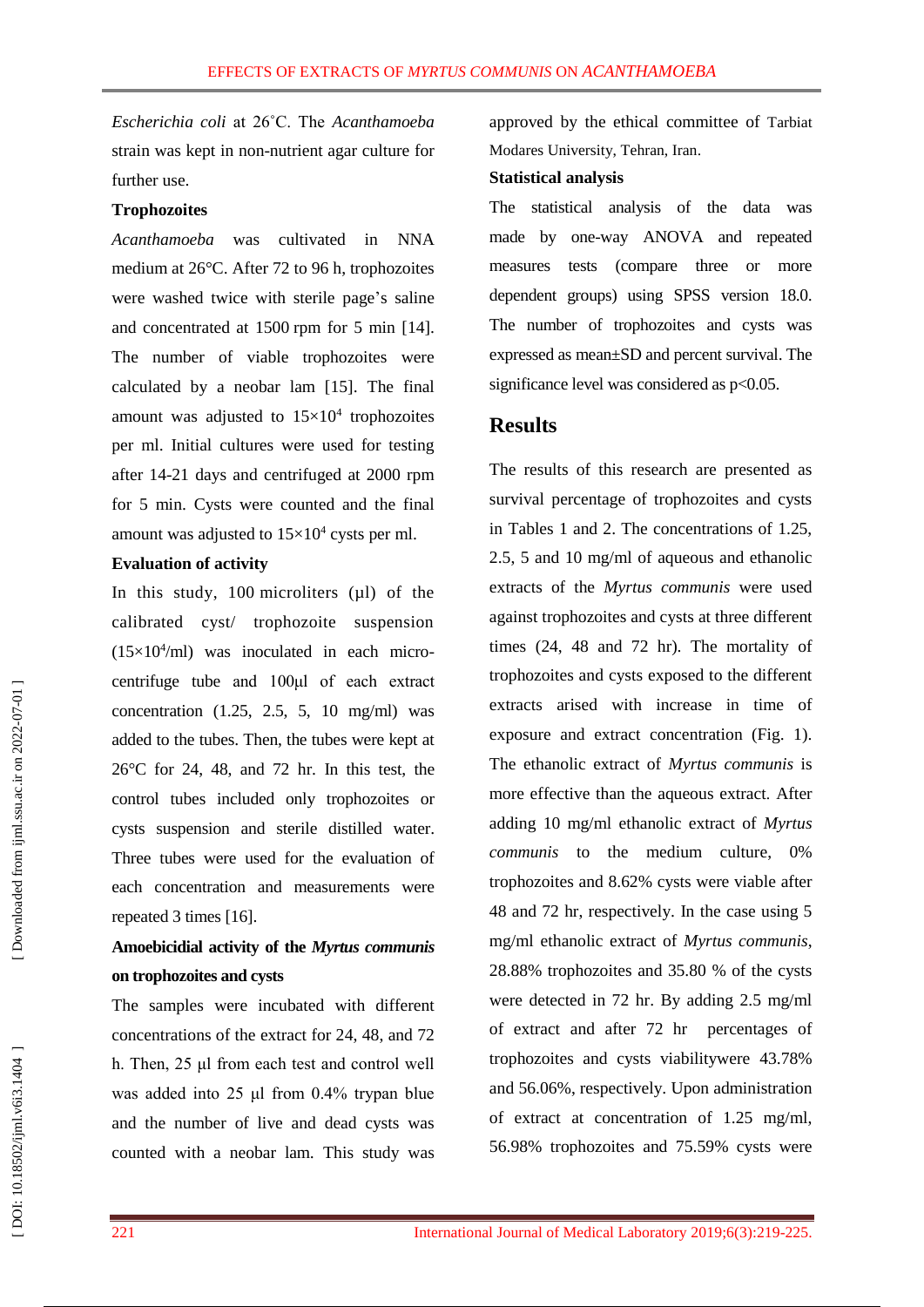*Escherichia coli* at 26˚C. The *Acanthamoeba* strain was kept in non-nutrient agar culture for further use.

**Trophozoites**

*Acanthamoeba* was cultivated in NNA medium at 26°C. After 72 to 96 h, trophozoites were washed twice with sterile page's saline and concentrated at 1500 rpm for 5 min [14]. The number of viable trophozoites were calculated by a neobar lam [15]. The final amount was adjusted to $15\times10^4$ trophozoites per ml. Initial cultures were used for testing after 14-21 days and centrifuged at 2000 rpm for 5 min. Cysts were counted and the final amount was adjusted to $15\times10^4$ cysts per ml.

**Evaluation of activity**

In this study, 100 microliters (µl) of the calibrated cyst/ trophozoite suspension ($15\times10^4$/ml) was inoculated in each micro-centrifuge tube and 100µl of each extract concentration (1.25, 2.5, 5, 10 mg/ml) was added to the tubes. Then, the tubes were kept at 26°C for 24, 48, and 72 hr. In this test, the control tubes included only trophozoites or cysts suspension and sterile distilled water. Three tubes were used for the evaluation of each concentration and measurements were repeated 3 times [16].

**Amoebicidial activity of the *Myrtus communis* on trophozoites and cysts**

The samples were incubated with different concentrations of the extract for 24, 48, and 72 h. Then, 25 µl from each test and control well was added into 25 µl from 0.4% trypan blue and the number of live and dead cysts was counted with a neobar lam. This study was approved by the ethical committee of Tarbiat Modares University, Tehran, Iran.

**Statistical analysis**

The statistical analysis of the data was made by one-way ANOVA and repeated measures tests (compare three or more dependent groups) using SPSS version 18.0. The number of trophozoites and cysts was expressed as mean±SD and percent survival. The significance level was considered as $p<0.05$.

## Results

The results of this research are presented as survival percentage of trophozoites and cysts in Tables 1 and 2. The concentrations of 1.25, 2.5, 5 and 10 mg/ml of aqueous and ethanolic extracts of the *Myrtus communis* were used against trophozoites and cysts at three different times (24, 48 and 72 hr). The mortality of trophozoites and cysts exposed to the different extracts arised with increase in time of exposure and extract concentration (Fig. 1). The ethanolic extract of *Myrtus communis* is more effective than the aqueous extract. After adding 10 mg/ml ethanolic extract of *Myrtus communis* to the medium culture, 0% trophozoites and 8.62% cysts were viable after 48 and 72 hr, respectively. In the case using 5 mg/ml ethanolic extract of *Myrtus communis*, 28.88% trophozoites and 35.80 % of the cysts were detected in 72 hr. By adding 2.5 mg/ml of extract and after 72 hr percentages of trophozoites and cysts viabilitywere 43.78% and 56.06%, respectively. Upon administration of extract at concentration of 1.25 mg/ml, 56.98% trophozoites and 75.59% cysts were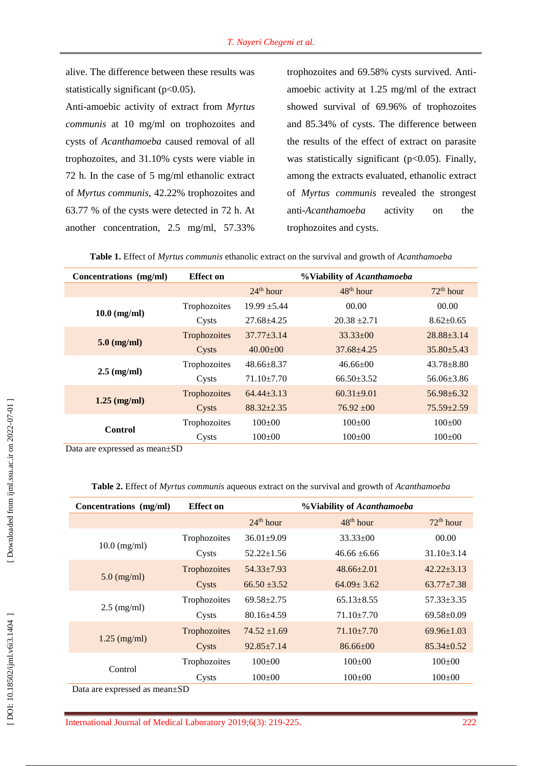alive. The difference between these results was statistically significant ($p<0.05$).

Anti-amoebic activity of extract from *Myrtus communis* at 10 mg/ml on trophozoites and cysts of *Acanthamoeba* caused removal of all trophozoites, and 31.10% cysts were viable in 72 h. In the case of 5 mg/ml ethanolic extract of *Myrtus communis*, 42.22% trophozoites and 63.77 % of the cysts were detected in 72 h. At another concentration, 2.5 mg/ml, 57.33% trophozoites and 69.58% cysts survived. Anti-amoebic activity at 1.25 mg/ml of the extract showed survival of 69.96% of trophozoites and 85.34% of cysts. The difference between the results of the effect of extract on parasite was statistically significant ($p<0.05$). Finally, among the extracts evaluated, ethanolic extract of *Myrtus communis* revealed the strongest anti-*Acanthamoeba* activity on the trophozoites and cysts.

**Table 1.** Effect of *Myrtus communis* ethanolic extract on the survival and growth of *Acanthamoeba*

| Concentrations (mg/ml) | Effect on | %Viability of *Acanthamoeba* | | |
|---|---|---|---|---|
| | | 24[th] hour | 48[th] hour | 72[th] hour |
| **10.0 (mg/ml)** | Trophozoites | 19.99 ±5.44 | 00.00 | 00.00 |
| | Cysts | 27.68±4.25 | 20.38 ±2.71 | 8.62±0.65 |
| **5.0 (mg/ml)** | Trophozoites | 37.77±3.14 | 33.33±00 | 28.88±3.14 |
| | Cysts | 40.00±00 | 37.68±4.25 | 35.80±5.43 |
| **2.5 (mg/ml)** | Trophozoites | 48.66±8.37 | 46.66±00 | 43.78±8.80 |
| | Cysts | 71.10±7.70 | 66.50±3.52 | 56.06±3.86 |
| **1.25 (mg/ml)** | Trophozoites | 64.44±3.13 | 60.31±9.01 | 56.98±6.32 |
| | Cysts | 88.32±2.35 | 76.92 ±00 | 75.59±2.59 |
| **Control** | Trophozoites | 100±00 | 100±00 | 100±00 |
| | Cysts | 100±00 | 100±00 | 100±00 |

Data are expressed as mean±SD

**Table 2.** Effect of *Myrtus communis* aqueous extract on the survival and growth of *Acanthamoeba*

| Concentrations (mg/ml) | Effect on | %Viability of *Acanthamoeba* | | |
|---|---|---|---|---|
| | | 24[th] hour | 48[th] hour | 72[th] hour |
| 10.0 (mg/ml) | Trophozoites | 36.01±9.09 | 33.33±00 | 00.00 |
| | Cysts | 52.22±1.56 | 46.66 ±6.66 | 31.10±3.14 |
| 5.0 (mg/ml) | Trophozoites | 54.33±7.93 | 48.66±2.01 | 42.22±3.13 |
| | Cysts | 66.50 ±3.52 | 64.09± 3.62 | 63.77±7.38 |
| 2.5 (mg/ml) | Trophozoites | 69.58±2.75 | 65.13±8.55 | 57.33±3.35 |
| | Cysts | 80.16±4.59 | 71.10±7.70 | 69.58±0.09 |
| 1.25 (mg/ml) | Trophozoites | 74.52 ±1.69 | 71.10±7.70 | 69.96±1.03 |
| | Cysts | 92.85±7.14 | 86.66±00 | 85.34±0.52 |
| Control | Trophozoites | 100±00 | 100±00 | 100±00 |
| | Cysts | 100±00 | 100±00 | 100±00 |

Data are expressed as mean±SD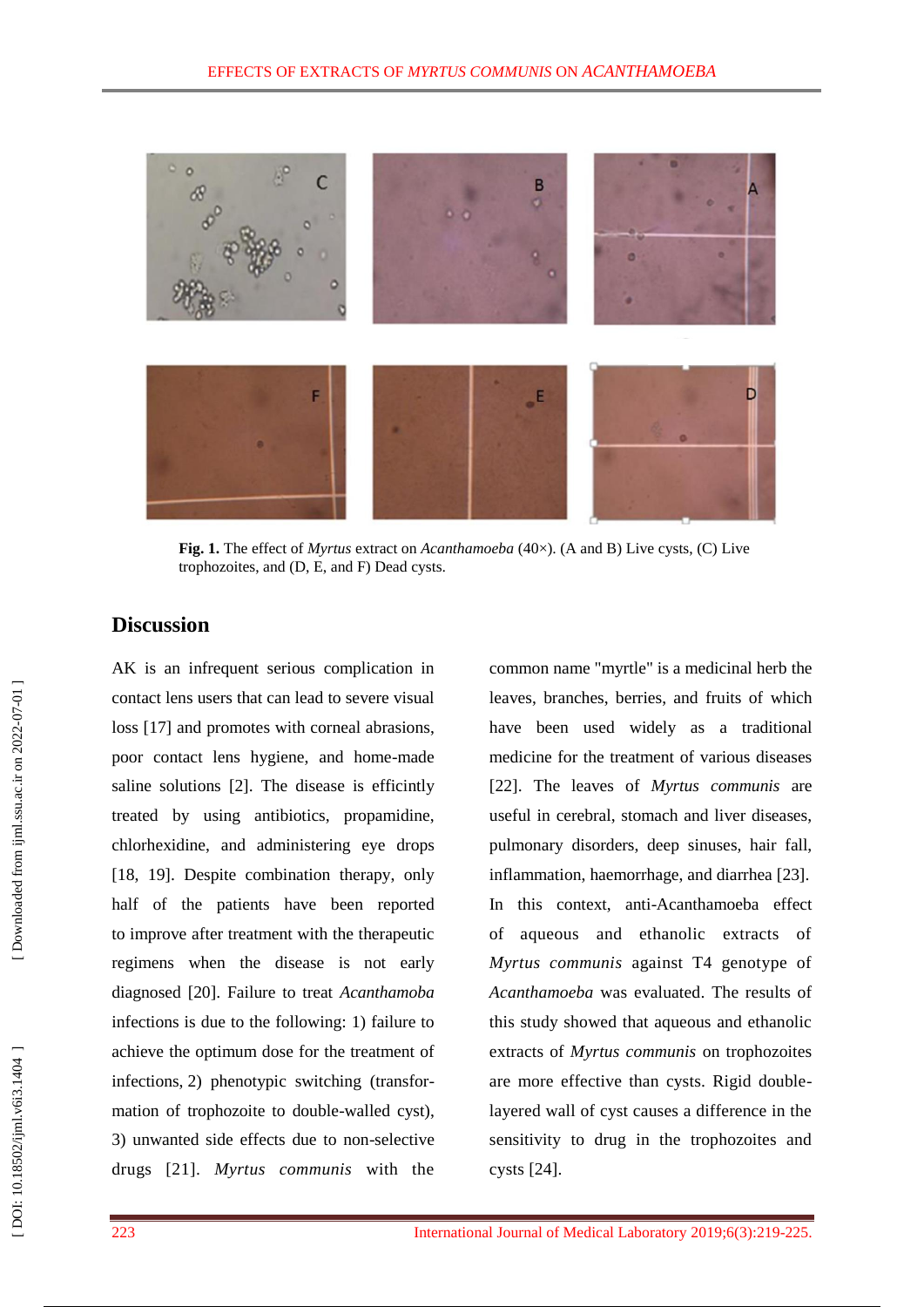**Fig. 1.** The effect of *Myrtus* extract on *Acanthamoeba* (40×). (A and B) Live cysts, (C) Live trophozoites, and (D, E, and F) Dead cysts.

## Discussion

AK is an infrequent serious complication in contact lens users that can lead to severe visual loss [17] and promotes with corneal abrasions, poor contact lens hygiene, and home-made saline solutions [2]. The disease is efficintly treated by using antibiotics, propamidine, chlorhexidine, and administering eye drops [18, 19]. Despite combination therapy, only half of the patients have been reported to improve after treatment with the therapeutic regimens when the disease is not early diagnosed [20]. Failure to treat *Acanthamoba* infections is due to the following: 1) failure to achieve the optimum dose for the treatment of infections, 2) phenotypic switching (transformation of trophozoite to double-walled cyst), 3) unwanted side effects due to non-selective drugs [21]. *Myrtus communis* with the common name "myrtle" is a medicinal herb the leaves, branches, berries, and fruits of which have been used widely as a traditional medicine for the treatment of various diseases [22]. The leaves of *Myrtus communis* are useful in cerebral, stomach and liver diseases, pulmonary disorders, deep sinuses, hair fall, inflammation, haemorrhage, and diarrhea [23]. In this context, anti-Acanthamoeba effect of aqueous and ethanolic extracts of *Myrtus communis* against T4 genotype of *Acanthamoeba* was evaluated. The results of this study showed that aqueous and ethanolic extracts of *Myrtus communis* on trophozoites are more effective than cysts. Rigid double-layered wall of cyst causes a difference in the sensitivity to drug in the trophozoites and cysts [24].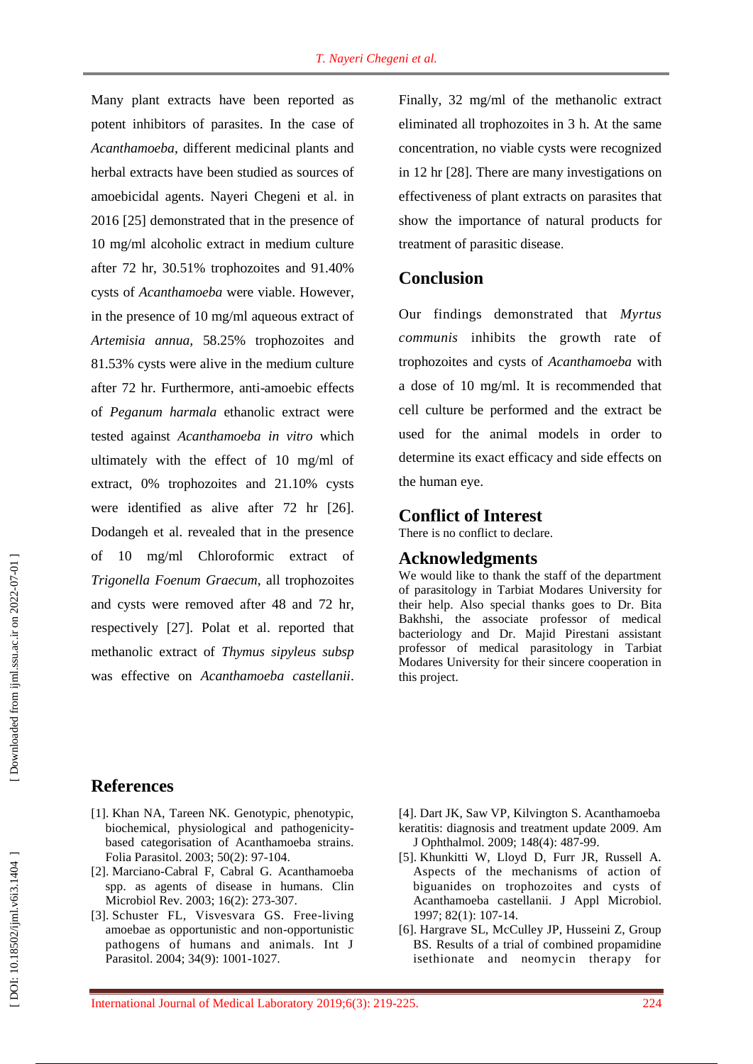Many plant extracts have been reported as potent inhibitors of parasites. In the case of *Acanthamoeba*, different medicinal plants and herbal extracts have been studied as sources of amoebicidal agents. Nayeri Chegeni et al. in 2016 [25] demonstrated that in the presence of 10 mg/ml alcoholic extract in medium culture after 72 hr, 30.51% trophozoites and 91.40% cysts of *Acanthamoeba* were viable. However, in the presence of 10 mg/ml aqueous extract of *Artemisia annua*, 58.25% trophozoites and 81.53% cysts were alive in the medium culture after 72 hr. Furthermore, anti-amoebic effects of *Peganum harmala* ethanolic extract were tested against *Acanthamoeba in vitro* which ultimately with the effect of 10 mg/ml of extract, 0% trophozoites and 21.10% cysts were identified as alive after 72 hr [26]. Dodangeh et al. revealed that in the presence of 10 mg/ml Chloroformic extract of *Trigonella Foenum Graecum*, all trophozoites and cysts were removed after 48 and 72 hr, respectively [27]. Polat et al. reported that methanolic extract of *Thymus sipyleus subsp* was effective on *Acanthamoeba castellanii*. Finally, 32 mg/ml of the methanolic extract eliminated all trophozoites in 3 h. At the same concentration, no viable cysts were recognized in 12 hr [28]. There are many investigations on effectiveness of plant extracts on parasites that show the importance of natural products for treatment of parasitic disease.

## Conclusion

Our findings demonstrated that *Myrtus communis* inhibits the growth rate of trophozoites and cysts of *Acanthamoeba* with a dose of 10 mg/ml. It is recommended that cell culture be performed and the extract be used for the animal models in order to determine its exact efficacy and side effects on the human eye.

## Conflict of Interest

There is no conflict to declare.

## Acknowledgments

We would like to thank the staff of the department of parasitology in Tarbiat Modares University for their help. Also special thanks goes to Dr. Bita Bakhshi, the associate professor of medical bacteriology and Dr. Majid Pirestani assistant professor of medical parasitology in Tarbiat Modares University for their sincere cooperation in this project.

## References

[1]. Khan NA, Tareen NK. Genotypic, phenotypic, biochemical, physiological and pathogenicity-based categorisation of Acanthamoeba strains. Folia Parasitol. 2003; 50(2): 97-104.

[2]. Marciano-Cabral F, Cabral G. Acanthamoeba spp. as agents of disease in humans. Clin Microbiol Rev. 2003; 16(2): 273-307.

[3]. Schuster FL, Visvesvara GS. Free-living amoebae as opportunistic and non-opportunistic pathogens of humans and animals. Int J Parasitol. 2004; 34(9): 1001-1027.

[4]. Dart JK, Saw VP, Kilvington S. Acanthamoeba keratitis: diagnosis and treatment update 2009. Am J Ophthalmol. 2009; 148(4): 487-99.

[5]. Khunkitti W, Lloyd D, Furr JR, Russell A. Aspects of the mechanisms of action of biguanides on trophozoites and cysts of Acanthamoeba castellanii. J Appl Microbiol. 1997; 82(1): 107-14.

[6]. Hargrave SL, McCulley JP, Husseini Z, Group BS. Results of a trial of combined propamidine isethionate and neomycin therapy for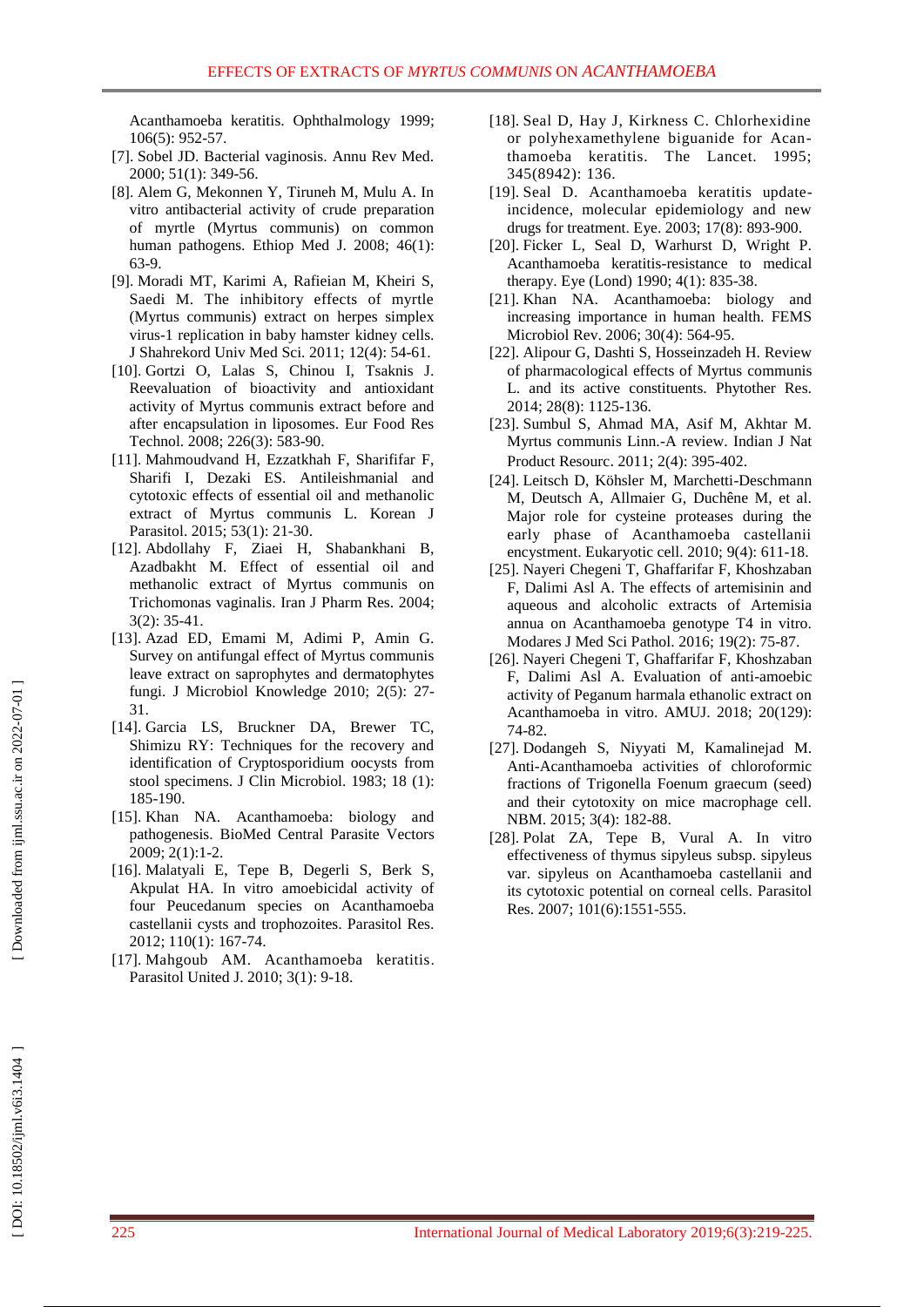Acanthamoeba keratitis. Ophthalmology 1999; 106(5): 952-57.

[7]. Sobel JD. Bacterial vaginosis. Annu Rev Med. 2000; 51(1): 349-56.

[8]. Alem G, Mekonnen Y, Tiruneh M, Mulu A. In vitro antibacterial activity of crude preparation of myrtle (Myrtus communis) on common human pathogens. Ethiop Med J. 2008; 46(1): 63-9.

[9]. Moradi MT, Karimi A, Rafieian M, Kheiri S, Saedi M. The inhibitory effects of myrtle (Myrtus communis) extract on herpes simplex virus-1 replication in baby hamster kidney cells. J Shahrekord Univ Med Sci. 2011; 12(4): 54-61.

[10]. Gortzi O, Lalas S, Chinou I, Tsaknis J. Reevaluation of bioactivity and antioxidant activity of Myrtus communis extract before and after encapsulation in liposomes. Eur Food Res Technol. 2008; 226(3): 583-90.

[11]. Mahmoudvand H, Ezzatkhah F, Sharififar F, Sharifi I, Dezaki ES. Antileishmanial and cytotoxic effects of essential oil and methanolic extract of Myrtus communis L. Korean J Parasitol. 2015; 53(1): 21-30.

[12]. Abdollahy F, Ziaei H, Shabankhani B, Azadbakht M. Effect of essential oil and methanolic extract of Myrtus communis on Trichomonas vaginalis. Iran J Pharm Res. 2004; 3(2): 35-41.

[13]. Azad ED, Emami M, Adimi P, Amin G. Survey on antifungal effect of Myrtus communis leave extract on saprophytes and dermatophytes fungi. J Microbiol Knowledge 2010; 2(5): 27-31.

[14]. Garcia LS, Bruckner DA, Brewer TC, Shimizu RY: Techniques for the recovery and identification of Cryptosporidium oocysts from stool specimens. J Clin Microbiol. 1983; 18 (1): 185-190.

[15]. Khan NA. Acanthamoeba: biology and pathogenesis. BioMed Central Parasite Vectors 2009; 2(1):1-2.

[16]. Malatyali E, Tepe B, Degerli S, Berk S, Akpulat HA. In vitro amoebicidal activity of four Peucedanum species on Acanthamoeba castellanii cysts and trophozoites. Parasitol Res. 2012; 110(1): 167-74.

[17]. Mahgoub AM. Acanthamoeba keratitis. Parasitol United J. 2010; 3(1): 9-18.

[18]. Seal D, Hay J, Kirkness C. Chlorhexidine or polyhexamethylene biguanide for Acanthamoeba keratitis. The Lancet. 1995; 345(8942): 136.

[19]. Seal D. Acanthamoeba keratitis update-incidence, molecular epidemiology and new drugs for treatment. Eye. 2003; 17(8): 893-900.

[20]. Ficker L, Seal D, Warhurst D, Wright P. Acanthamoeba keratitis-resistance to medical therapy. Eye (Lond) 1990; 4(1): 835-38.

[21]. Khan NA. Acanthamoeba: biology and increasing importance in human health. FEMS Microbiol Rev. 2006; 30(4): 564-95.

[22]. Alipour G, Dashti S, Hosseinzadeh H. Review of pharmacological effects of Myrtus communis L. and its active constituents. Phytother Res. 2014; 28(8): 1125-136.

[23]. Sumbul S, Ahmad MA, Asif M, Akhtar M. Myrtus communis Linn.-A review. Indian J Nat Product Resourc. 2011; 2(4): 395-402.

[24]. Leitsch D, Köhsler M, Marchetti-Deschmann M, Deutsch A, Allmaier G, Duchêne M, et al. Major role for cysteine proteases during the early phase of Acanthamoeba castellanii encystment. Eukaryotic cell. 2010; 9(4): 611-18.

[25]. Nayeri Chegeni T, Ghaffarifar F, Khoshzaban F, Dalimi Asl A. The effects of artemisinin and aqueous and alcoholic extracts of Artemisia annua on Acanthamoeba genotype T4 in vitro. Modares J Med Sci Pathol. 2016; 19(2): 75-87.

[26]. Nayeri Chegeni T, Ghaffarifar F, Khoshzaban F, Dalimi Asl A. Evaluation of anti-amoebic activity of Peganum harmala ethanolic extract on Acanthamoeba in vitro. AMUJ. 2018; 20(129): 74-82.

[27]. Dodangeh S, Niyyati M, Kamalinejad M. Anti-Acanthamoeba activities of chloroformic fractions of Trigonella Foenum graecum (seed) and their cytotoxity on mice macrophage cell. NBM. 2015; 3(4): 182-88.

[28]. Polat ZA, Tepe B, Vural A. In vitro effectiveness of thymus sipyleus subsp. sipyleus var. sipyleus on Acanthamoeba castellanii and its cytotoxic potential on corneal cells. Parasitol Res. 2007; 101(6):1551-555.